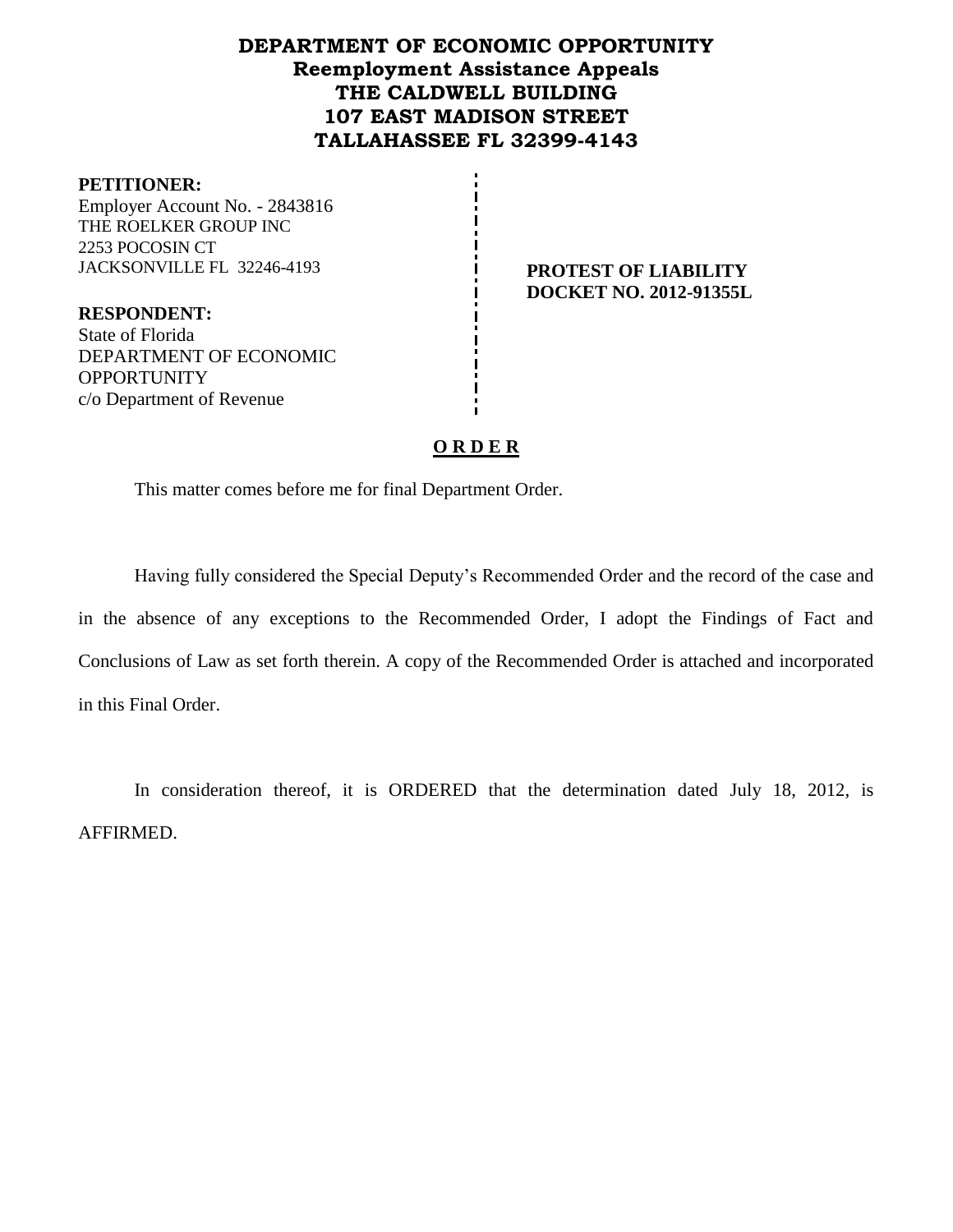# DEPARTMENT OF ECONOMIC OPPORTUNITY
## Reemployment Assistance Appeals
## THE CALDWELL BUILDING
## 107 EAST MADISON STREET
## TALLAHASSEE FL 32399-4143

**PETITIONER:**
Employer Account No. - 2843816
THE ROELKER GROUP INC
2253 POCOSIN CT
JACKSONVILLE FL 32246-4193

**PROTEST OF LIABILITY**
**DOCKET NO. 2012-91355L**

**RESPONDENT:**
State of Florida
DEPARTMENT OF ECONOMIC OPPORTUNITY
c/o Department of Revenue

## O R D E R

This matter comes before me for final Department Order.

Having fully considered the Special Deputy's Recommended Order and the record of the case and in the absence of any exceptions to the Recommended Order, I adopt the Findings of Fact and Conclusions of Law as set forth therein. A copy of the Recommended Order is attached and incorporated in this Final Order.

In consideration thereof, it is ORDERED that the determination dated July 18, 2012, is AFFIRMED.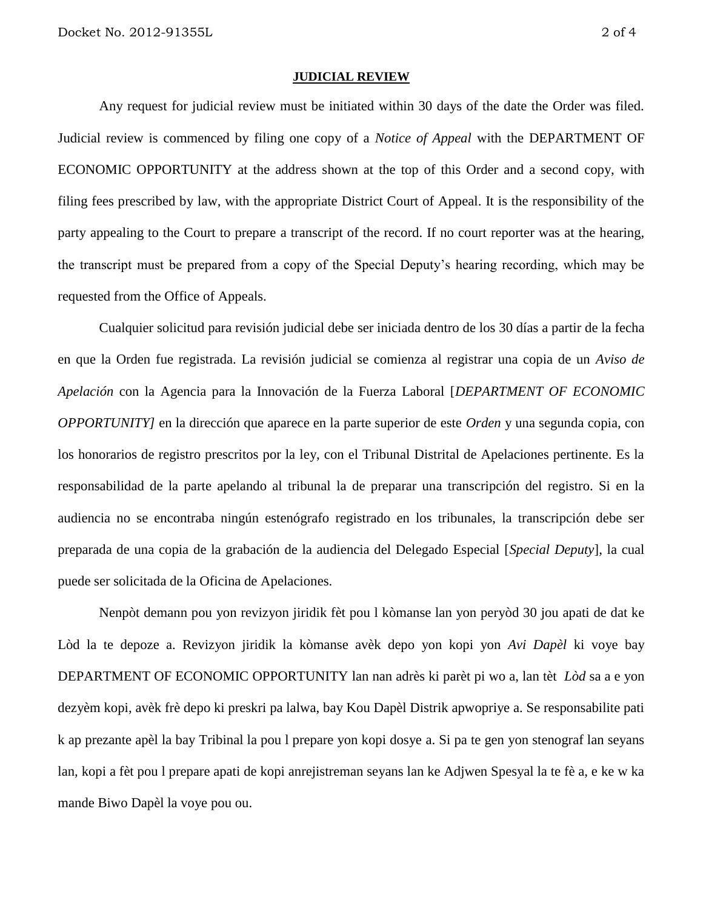**JUDICIAL REVIEW**

Any request for judicial review must be initiated within 30 days of the date the Order was filed. Judicial review is commenced by filing one copy of a *Notice of Appeal* with the DEPARTMENT OF ECONOMIC OPPORTUNITY at the address shown at the top of this Order and a second copy, with filing fees prescribed by law, with the appropriate District Court of Appeal. It is the responsibility of the party appealing to the Court to prepare a transcript of the record. If no court reporter was at the hearing, the transcript must be prepared from a copy of the Special Deputy's hearing recording, which may be requested from the Office of Appeals.

Cualquier solicitud para revisión judicial debe ser iniciada dentro de los 30 días a partir de la fecha en que la Orden fue registrada. La revisión judicial se comienza al registrar una copia de un *Aviso de Apelación* con la Agencia para la Innovación de la Fuerza Laboral [*DEPARTMENT OF ECONOMIC OPPORTUNITY]* en la dirección que aparece en la parte superior de este *Orden* y una segunda copia, con los honorarios de registro prescritos por la ley, con el Tribunal Distrital de Apelaciones pertinente. Es la responsabilidad de la parte apelando al tribunal la de preparar una transcripción del registro. Si en la audiencia no se encontraba ningún estenógrafo registrado en los tribunales, la transcripción debe ser preparada de una copia de la grabación de la audiencia del Delegado Especial [*Special Deputy*], la cual puede ser solicitada de la Oficina de Apelaciones.

Nenpòt demann pou yon revizyon jiridik fèt pou l kòmanse lan yon peryòd 30 jou apati de dat ke Lòd la te depoze a. Revizyon jiridik la kòmanse avèk depo yon kopi yon *Avi Dapèl* ki voye bay DEPARTMENT OF ECONOMIC OPPORTUNITY lan nan adrès ki parèt pi wo a, lan tèt *Lòd* sa a e yon dezyèm kopi, avèk frè depo ki preskri pa lalwa, bay Kou Dapèl Distrik apwopriye a. Se responsabilite pati k ap prezante apèl la bay Tribinal la pou l prepare yon kopi dosye a. Si pa te gen yon stenograf lan seyans lan, kopi a fèt pou l prepare apati de kopi anrejistreman seyans lan ke Adjwen Spesyal la te fè a, e ke w ka mande Biwo Dapèl la voye pou ou.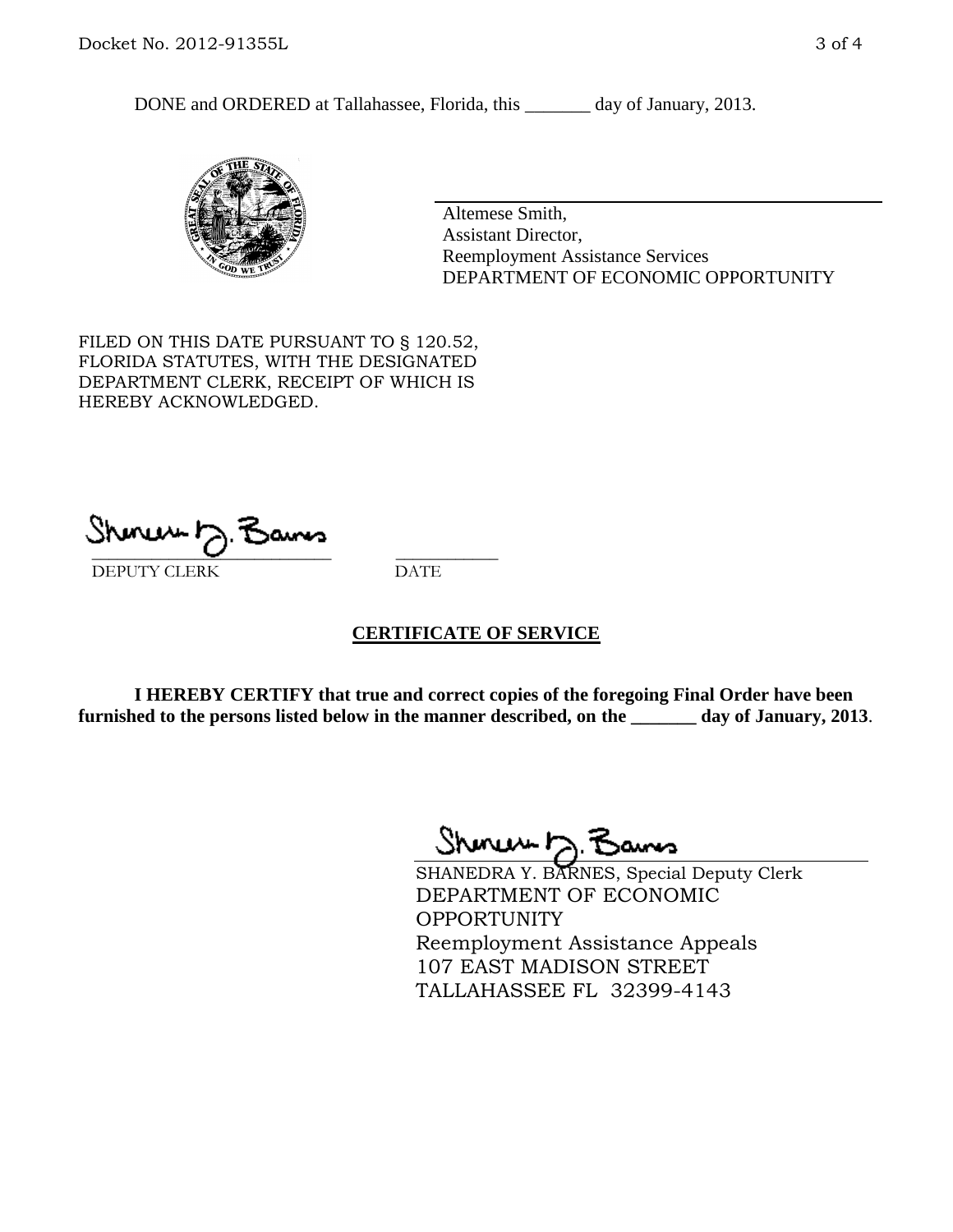DONE and ORDERED at Tallahassee, Florida, this _______ day of January, 2013.

Altemese Smith,
Assistant Director,
Reemployment Assistance Services
DEPARTMENT OF ECONOMIC OPPORTUNITY

FILED ON THIS DATE PURSUANT TO § 120.52, FLORIDA STATUTES, WITH THE DESIGNATED DEPARTMENT CLERK, RECEIPT OF WHICH IS HEREBY ACKNOWLEDGED.

_____________________________ ___________
DEPUTY CLERK DATE

## CERTIFICATE OF SERVICE

**I HEREBY CERTIFY that true and correct copies of the foregoing Final Order have been furnished to the persons listed below in the manner described, on the _______ day of January, 2013**.

SHANEDRA Y. BARNES, Special Deputy Clerk
DEPARTMENT OF ECONOMIC OPPORTUNITY
Reemployment Assistance Appeals
107 EAST MADISON STREET
TALLAHASSEE FL 32399-4143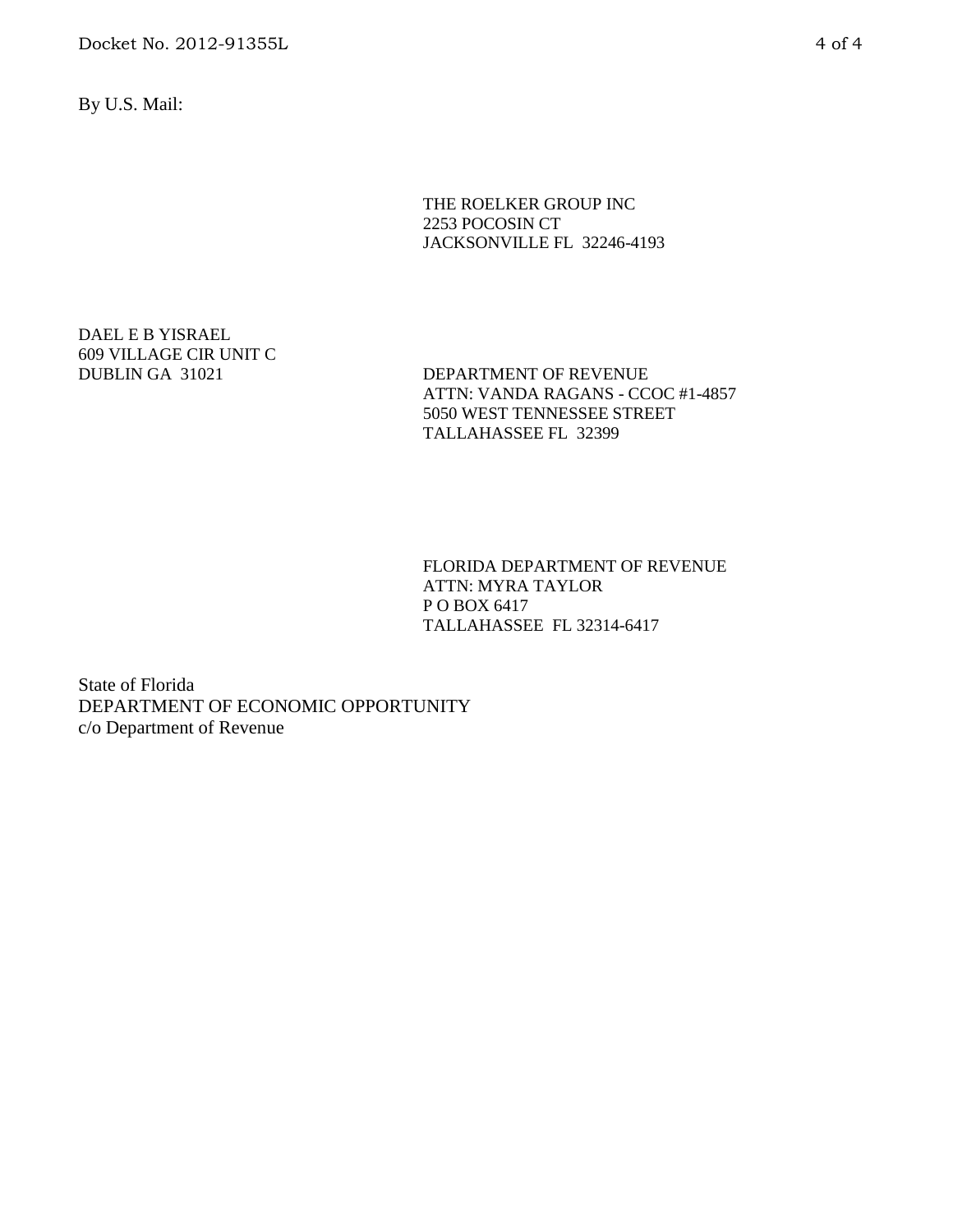By U.S. Mail:

THE ROELKER GROUP INC
2253 POCOSIN CT
JACKSONVILLE FL 32246-4193

DAEL E B YISRAEL
609 VILLAGE CIR UNIT C
DUBLIN GA 31021

DEPARTMENT OF REVENUE
ATTN: VANDA RAGANS - CCOC #1-4857
5050 WEST TENNESSEE STREET
TALLAHASSEE FL 32399

FLORIDA DEPARTMENT OF REVENUE
ATTN: MYRA TAYLOR
P O BOX 6417
TALLAHASSEE FL 32314-6417

State of Florida
DEPARTMENT OF ECONOMIC OPPORTUNITY
c/o Department of Revenue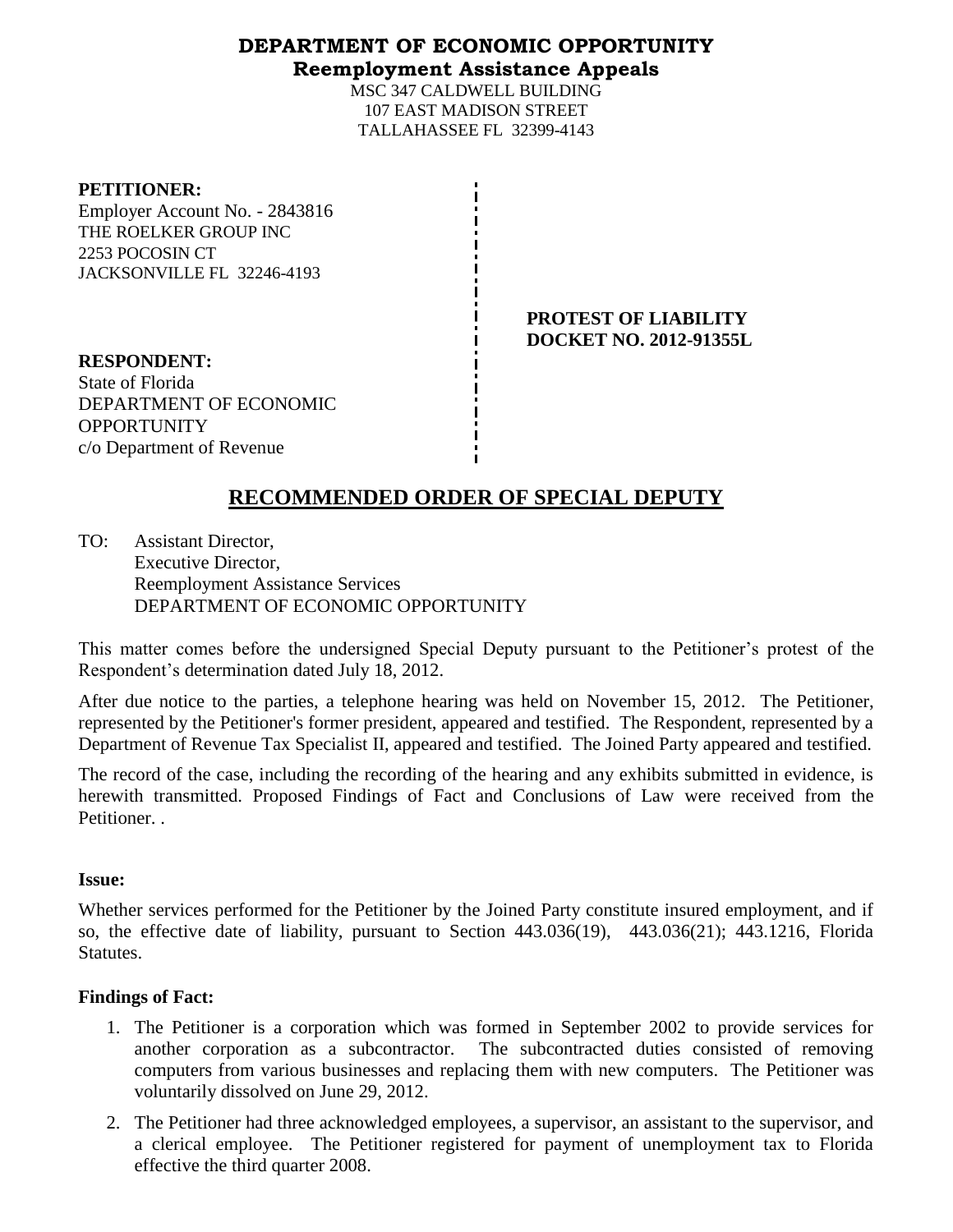**DEPARTMENT OF ECONOMIC OPPORTUNITY**
**Reemployment Assistance Appeals**

MSC 347 CALDWELL BUILDING
107 EAST MADISON STREET
TALLAHASSEE FL 32399-4143

**PETITIONER:**
Employer Account No. - 2843816
THE ROELKER GROUP INC
2253 POCOSIN CT
JACKSONVILLE FL 32246-4193

**PROTEST OF LIABILITY**
**DOCKET NO. 2012-91355L**

**RESPONDENT:**
State of Florida
DEPARTMENT OF ECONOMIC OPPORTUNITY
c/o Department of Revenue

# RECOMMENDED ORDER OF SPECIAL DEPUTY

TO: Assistant Director,
Executive Director,
Reemployment Assistance Services
DEPARTMENT OF ECONOMIC OPPORTUNITY

This matter comes before the undersigned Special Deputy pursuant to the Petitioner's protest of the Respondent's determination dated July 18, 2012.

After due notice to the parties, a telephone hearing was held on November 15, 2012. The Petitioner, represented by the Petitioner's former president, appeared and testified. The Respondent, represented by a Department of Revenue Tax Specialist II, appeared and testified. The Joined Party appeared and testified.

The record of the case, including the recording of the hearing and any exhibits submitted in evidence, is herewith transmitted. Proposed Findings of Fact and Conclusions of Law were received from the Petitioner. .

**Issue:**

Whether services performed for the Petitioner by the Joined Party constitute insured employment, and if so, the effective date of liability, pursuant to Section 443.036(19), 443.036(21); 443.1216, Florida Statutes.

**Findings of Fact:**

1. The Petitioner is a corporation which was formed in September 2002 to provide services for another corporation as a subcontractor. The subcontracted duties consisted of removing computers from various businesses and replacing them with new computers. The Petitioner was voluntarily dissolved on June 29, 2012.
2. The Petitioner had three acknowledged employees, a supervisor, an assistant to the supervisor, and a clerical employee. The Petitioner registered for payment of unemployment tax to Florida effective the third quarter 2008.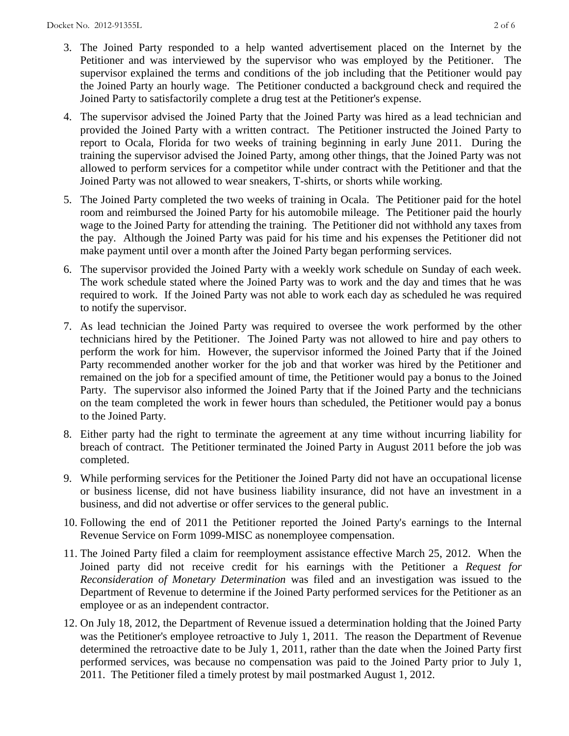3. The Joined Party responded to a help wanted advertisement placed on the Internet by the Petitioner and was interviewed by the supervisor who was employed by the Petitioner. The supervisor explained the terms and conditions of the job including that the Petitioner would pay the Joined Party an hourly wage. The Petitioner conducted a background check and required the Joined Party to satisfactorily complete a drug test at the Petitioner's expense.

4. The supervisor advised the Joined Party that the Joined Party was hired as a lead technician and provided the Joined Party with a written contract. The Petitioner instructed the Joined Party to report to Ocala, Florida for two weeks of training beginning in early June 2011. During the training the supervisor advised the Joined Party, among other things, that the Joined Party was not allowed to perform services for a competitor while under contract with the Petitioner and that the Joined Party was not allowed to wear sneakers, T-shirts, or shorts while working.

5. The Joined Party completed the two weeks of training in Ocala. The Petitioner paid for the hotel room and reimbursed the Joined Party for his automobile mileage. The Petitioner paid the hourly wage to the Joined Party for attending the training. The Petitioner did not withhold any taxes from the pay. Although the Joined Party was paid for his time and his expenses the Petitioner did not make payment until over a month after the Joined Party began performing services.

6. The supervisor provided the Joined Party with a weekly work schedule on Sunday of each week. The work schedule stated where the Joined Party was to work and the day and times that he was required to work. If the Joined Party was not able to work each day as scheduled he was required to notify the supervisor.

7. As lead technician the Joined Party was required to oversee the work performed by the other technicians hired by the Petitioner. The Joined Party was not allowed to hire and pay others to perform the work for him. However, the supervisor informed the Joined Party that if the Joined Party recommended another worker for the job and that worker was hired by the Petitioner and remained on the job for a specified amount of time, the Petitioner would pay a bonus to the Joined Party. The supervisor also informed the Joined Party that if the Joined Party and the technicians on the team completed the work in fewer hours than scheduled, the Petitioner would pay a bonus to the Joined Party.

8. Either party had the right to terminate the agreement at any time without incurring liability for breach of contract. The Petitioner terminated the Joined Party in August 2011 before the job was completed.

9. While performing services for the Petitioner the Joined Party did not have an occupational license or business license, did not have business liability insurance, did not have an investment in a business, and did not advertise or offer services to the general public.

10. Following the end of 2011 the Petitioner reported the Joined Party's earnings to the Internal Revenue Service on Form 1099-MISC as nonemployee compensation.

11. The Joined Party filed a claim for reemployment assistance effective March 25, 2012. When the Joined party did not receive credit for his earnings with the Petitioner a *Request for Reconsideration of Monetary Determination* was filed and an investigation was issued to the Department of Revenue to determine if the Joined Party performed services for the Petitioner as an employee or as an independent contractor.

12. On July 18, 2012, the Department of Revenue issued a determination holding that the Joined Party was the Petitioner's employee retroactive to July 1, 2011. The reason the Department of Revenue determined the retroactive date to be July 1, 2011, rather than the date when the Joined Party first performed services, was because no compensation was paid to the Joined Party prior to July 1, 2011. The Petitioner filed a timely protest by mail postmarked August 1, 2012.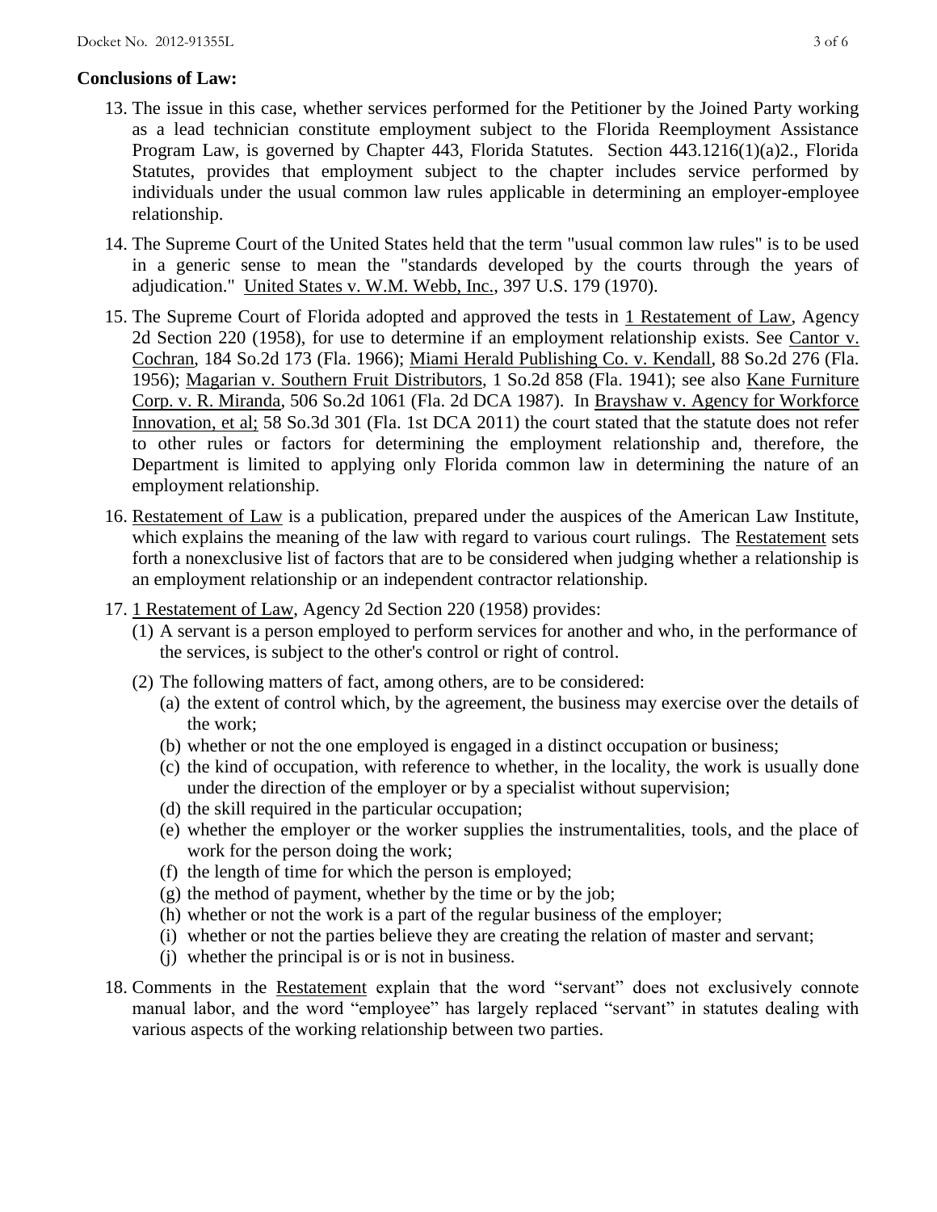**Conclusions of Law:**

13. The issue in this case, whether services performed for the Petitioner by the Joined Party working as a lead technician constitute employment subject to the Florida Reemployment Assistance Program Law, is governed by Chapter 443, Florida Statutes. Section 443.1216(1)(a)2., Florida Statutes, provides that employment subject to the chapter includes service performed by individuals under the usual common law rules applicable in determining an employer-employee relationship.

14. The Supreme Court of the United States held that the term "usual common law rules" is to be used in a generic sense to mean the "standards developed by the courts through the years of adjudication." United States v. W.M. Webb, Inc., 397 U.S. 179 (1970).

15. The Supreme Court of Florida adopted and approved the tests in 1 Restatement of Law, Agency 2d Section 220 (1958), for use to determine if an employment relationship exists. See Cantor v. Cochran, 184 So.2d 173 (Fla. 1966); Miami Herald Publishing Co. v. Kendall, 88 So.2d 276 (Fla. 1956); Magarian v. Southern Fruit Distributors, 1 So.2d 858 (Fla. 1941); see also Kane Furniture Corp. v. R. Miranda, 506 So.2d 1061 (Fla. 2d DCA 1987). In Brayshaw v. Agency for Workforce Innovation, et al; 58 So.3d 301 (Fla. 1st DCA 2011) the court stated that the statute does not refer to other rules or factors for determining the employment relationship and, therefore, the Department is limited to applying only Florida common law in determining the nature of an employment relationship.

16. Restatement of Law is a publication, prepared under the auspices of the American Law Institute, which explains the meaning of the law with regard to various court rulings. The Restatement sets forth a nonexclusive list of factors that are to be considered when judging whether a relationship is an employment relationship or an independent contractor relationship.

17. 1 Restatement of Law, Agency 2d Section 220 (1958) provides:
    (1) A servant is a person employed to perform services for another and who, in the performance of the services, is subject to the other's control or right of control.
    (2) The following matters of fact, among others, are to be considered:
        (a) the extent of control which, by the agreement, the business may exercise over the details of the work;
        (b) whether or not the one employed is engaged in a distinct occupation or business;
        (c) the kind of occupation, with reference to whether, in the locality, the work is usually done under the direction of the employer or by a specialist without supervision;
        (d) the skill required in the particular occupation;
        (e) whether the employer or the worker supplies the instrumentalities, tools, and the place of work for the person doing the work;
        (f) the length of time for which the person is employed;
        (g) the method of payment, whether by the time or by the job;
        (h) whether or not the work is a part of the regular business of the employer;
        (i) whether or not the parties believe they are creating the relation of master and servant;
        (j) whether the principal is or is not in business.

18. Comments in the Restatement explain that the word "servant" does not exclusively connote manual labor, and the word "employee" has largely replaced "servant" in statutes dealing with various aspects of the working relationship between two parties.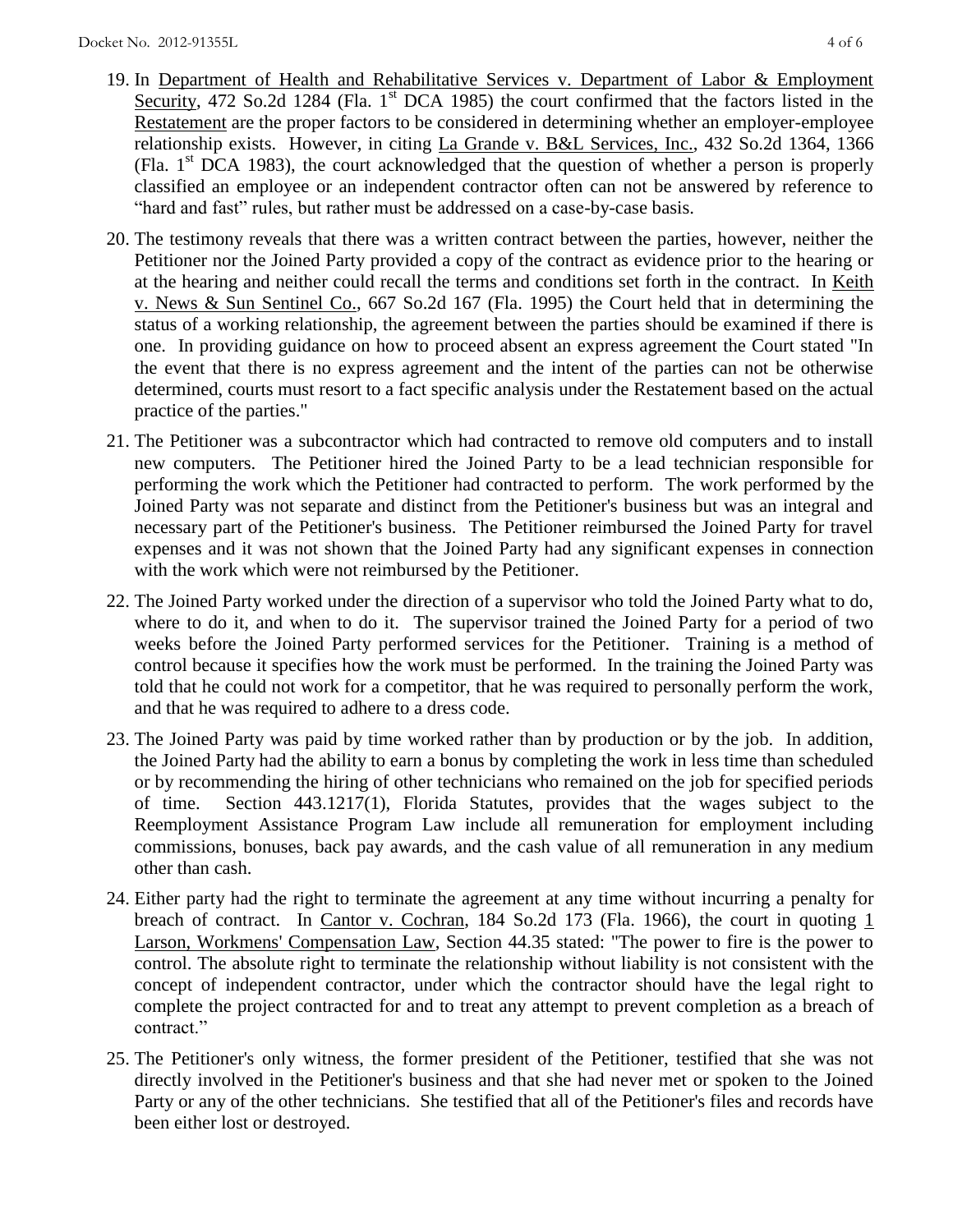19. In Department of Health and Rehabilitative Services v. Department of Labor & Employment Security, 472 So.2d 1284 (Fla. 1st DCA 1985) the court confirmed that the factors listed in the Restatement are the proper factors to be considered in determining whether an employer-employee relationship exists. However, in citing La Grande v. B&L Services, Inc., 432 So.2d 1364, 1366 (Fla. 1st DCA 1983), the court acknowledged that the question of whether a person is properly classified an employee or an independent contractor often can not be answered by reference to "hard and fast" rules, but rather must be addressed on a case-by-case basis.

20. The testimony reveals that there was a written contract between the parties, however, neither the Petitioner nor the Joined Party provided a copy of the contract as evidence prior to the hearing or at the hearing and neither could recall the terms and conditions set forth in the contract. In Keith v. News & Sun Sentinel Co., 667 So.2d 167 (Fla. 1995) the Court held that in determining the status of a working relationship, the agreement between the parties should be examined if there is one. In providing guidance on how to proceed absent an express agreement the Court stated "In the event that there is no express agreement and the intent of the parties can not be otherwise determined, courts must resort to a fact specific analysis under the Restatement based on the actual practice of the parties."

21. The Petitioner was a subcontractor which had contracted to remove old computers and to install new computers. The Petitioner hired the Joined Party to be a lead technician responsible for performing the work which the Petitioner had contracted to perform. The work performed by the Joined Party was not separate and distinct from the Petitioner's business but was an integral and necessary part of the Petitioner's business. The Petitioner reimbursed the Joined Party for travel expenses and it was not shown that the Joined Party had any significant expenses in connection with the work which were not reimbursed by the Petitioner.

22. The Joined Party worked under the direction of a supervisor who told the Joined Party what to do, where to do it, and when to do it. The supervisor trained the Joined Party for a period of two weeks before the Joined Party performed services for the Petitioner. Training is a method of control because it specifies how the work must be performed. In the training the Joined Party was told that he could not work for a competitor, that he was required to personally perform the work, and that he was required to adhere to a dress code.

23. The Joined Party was paid by time worked rather than by production or by the job. In addition, the Joined Party had the ability to earn a bonus by completing the work in less time than scheduled or by recommending the hiring of other technicians who remained on the job for specified periods of time. Section 443.1217(1), Florida Statutes, provides that the wages subject to the Reemployment Assistance Program Law include all remuneration for employment including commissions, bonuses, back pay awards, and the cash value of all remuneration in any medium other than cash.

24. Either party had the right to terminate the agreement at any time without incurring a penalty for breach of contract. In Cantor v. Cochran, 184 So.2d 173 (Fla. 1966), the court in quoting 1 Larson, Workmens' Compensation Law, Section 44.35 stated: "The power to fire is the power to control. The absolute right to terminate the relationship without liability is not consistent with the concept of independent contractor, under which the contractor should have the legal right to complete the project contracted for and to treat any attempt to prevent completion as a breach of contract."

25. The Petitioner's only witness, the former president of the Petitioner, testified that she was not directly involved in the Petitioner's business and that she had never met or spoken to the Joined Party or any of the other technicians. She testified that all of the Petitioner's files and records have been either lost or destroyed.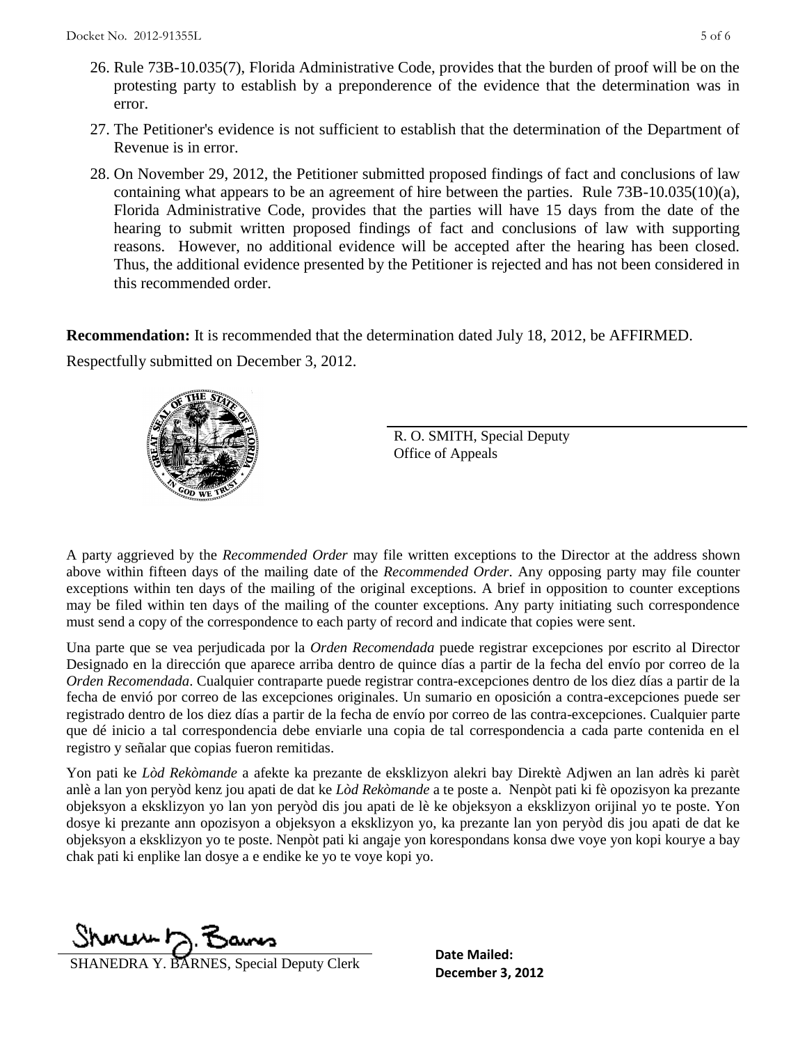26. Rule 73B-10.035(7), Florida Administrative Code, provides that the burden of proof will be on the protesting party to establish by a preponderence of the evidence that the determination was in error.
27. The Petitioner's evidence is not sufficient to establish that the determination of the Department of Revenue is in error.
28. On November 29, 2012, the Petitioner submitted proposed findings of fact and conclusions of law containing what appears to be an agreement of hire between the parties. Rule 73B-10.035(10)(a), Florida Administrative Code, provides that the parties will have 15 days from the date of the hearing to submit written proposed findings of fact and conclusions of law with supporting reasons. However, no additional evidence will be accepted after the hearing has been closed. Thus, the additional evidence presented by the Petitioner is rejected and has not been considered in this recommended order.

**Recommendation:** It is recommended that the determination dated July 18, 2012, be AFFIRMED.

Respectfully submitted on December 3, 2012.

R. O. SMITH, Special Deputy
Office of Appeals

A party aggrieved by the *Recommended Order* may file written exceptions to the Director at the address shown above within fifteen days of the mailing date of the *Recommended Order*. Any opposing party may file counter exceptions within ten days of the mailing of the original exceptions. A brief in opposition to counter exceptions may be filed within ten days of the mailing of the counter exceptions. Any party initiating such correspondence must send a copy of the correspondence to each party of record and indicate that copies were sent.

Una parte que se vea perjudicada por la *Orden Recomendada* puede registrar excepciones por escrito al Director Designado en la dirección que aparece arriba dentro de quince días a partir de la fecha del envío por correo de la *Orden Recomendada*. Cualquier contraparte puede registrar contra-excepciones dentro de los diez días a partir de la fecha de envió por correo de las excepciones originales. Un sumario en oposición a contra-excepciones puede ser registrado dentro de los diez días a partir de la fecha de envío por correo de las contra-excepciones. Cualquier parte que dé inicio a tal correspondencia debe enviarle una copia de tal correspondencia a cada parte contenida en el registro y señalar que copias fueron remitidas.

Yon pati ke *Lòd Rekòmande* a afekte ka prezante de eksklizyon alekri bay Direktè Adjwen an lan adrès ki parèt anlè a lan yon peryòd kenz jou apati de dat ke *Lòd Rekòmande* a te poste a. Nenpòt pati ki fè opozisyon ka prezante objeksyon a eksklizyon yo lan yon peryòd dis jou apati de lè ke objeksyon a eksklizyon orijinal yo te poste. Yon dosye ki prezante ann opozisyon a objeksyon a eksklizyon yo, ka prezante lan yon peryòd dis jou apati de dat ke objeksyon a eksklizyon yo te poste. Nenpòt pati ki angaje yon korespondans konsa dwe voye yon kopi kourye a bay chak pati ki enplike lan dosye a e endike ke yo te voye kopi yo.

SHANEDRA Y. BARNES, Special Deputy Clerk

**Date Mailed:**
**December 3, 2012**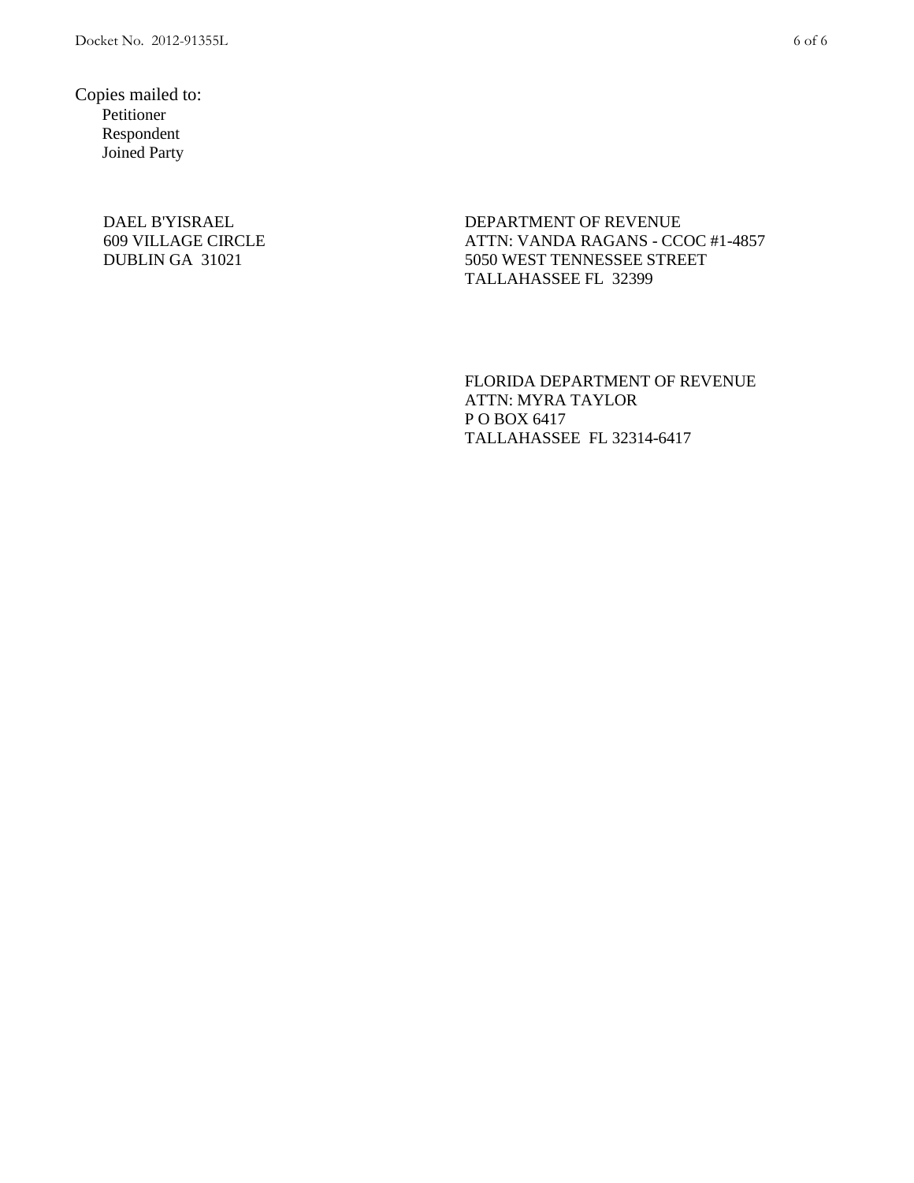Copies mailed to:
Petitioner
Respondent
Joined Party

DAEL B'YISRAEL
609 VILLAGE CIRCLE
DUBLIN GA 31021

DEPARTMENT OF REVENUE
ATTN: VANDA RAGANS - CCOC #1-4857
5050 WEST TENNESSEE STREET
TALLAHASSEE FL 32399

FLORIDA DEPARTMENT OF REVENUE
ATTN: MYRA TAYLOR
P O BOX 6417
TALLAHASSEE FL 32314-6417